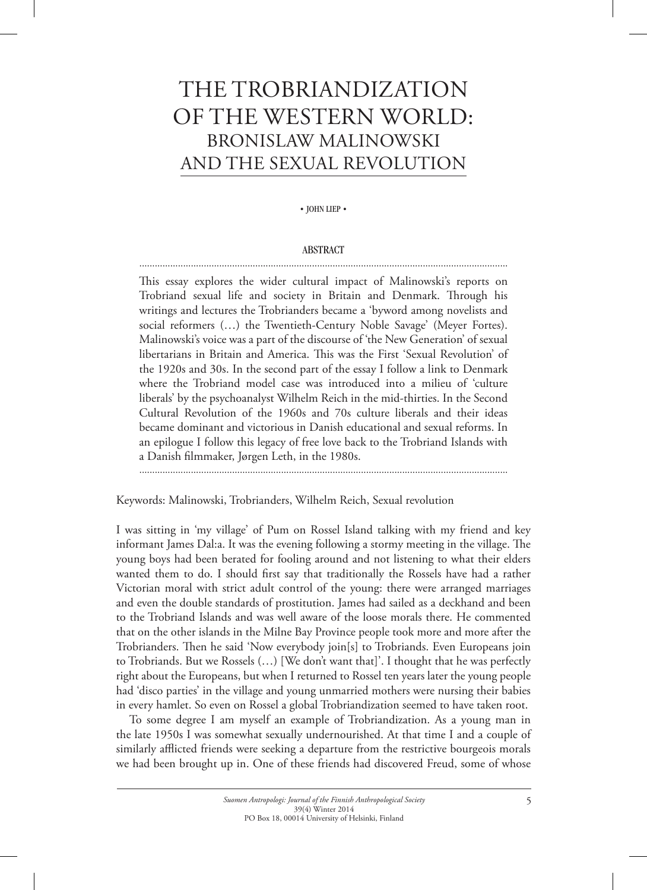# THE TROBRIANDIZATION OF THE WESTERN WORLD: BRONISLAW MALINOWSKI AND THE SEXUAL REVOLUTION

• JOHN LIEP •

## ABSTRACT

This essay explores the wider cultural impact of Malinowski's reports on Trobriand sexual life and society in Britain and Denmark. Through his writings and lectures the Trobrianders became a 'byword among novelists and social reformers (…) the Twentieth-Century Noble Savage' (Meyer Fortes). Malinowski's voice was a part of the discourse of 'the New Generation' of sexual libertarians in Britain and America. This was the First 'Sexual Revolution' of the 1920s and 30s. In the second part of the essay I follow a link to Denmark where the Trobriand model case was introduced into a milieu of 'culture liberals' by the psychoanalyst Wilhelm Reich in the mid-thirties. In the Second Cultural Revolution of the 1960s and 70s culture liberals and their ideas became dominant and victorious in Danish educational and sexual reforms. In an epilogue I follow this legacy of free love back to the Trobriand Islands with a Danish filmmaker, Jørgen Leth, in the 1980s.

Keywords: Malinowski, Trobrianders, Wilhelm Reich, Sexual revolution

I was sitting in 'my village' of Pum on Rossel Island talking with my friend and key informant James Dal:a. It was the evening following a stormy meeting in the village. The young boys had been berated for fooling around and not listening to what their elders wanted them to do. I should first say that traditionally the Rossels have had a rather Victorian moral with strict adult control of the young: there were arranged marriages and even the double standards of prostitution. James had sailed as a deckhand and been to the Trobriand Islands and was well aware of the loose morals there. He commented that on the other islands in the Milne Bay Province people took more and more after the Trobrianders. Then he said 'Now everybody join[s] to Trobriands. Even Europeans join to Trobriands. But we Rossels (…) [We don't want that]'. I thought that he was perfectly right about the Europeans, but when I returned to Rossel ten years later the young people had 'disco parties' in the village and young unmarried mothers were nursing their babies in every hamlet. So even on Rossel a global Trobriandization seemed to have taken root.

To some degree I am myself an example of Trobriandization. As a young man in the late 1950s I was somewhat sexually undernourished. At that time I and a couple of similarly afflicted friends were seeking a departure from the restrictive bourgeois morals we had been brought up in. One of these friends had discovered Freud, some of whose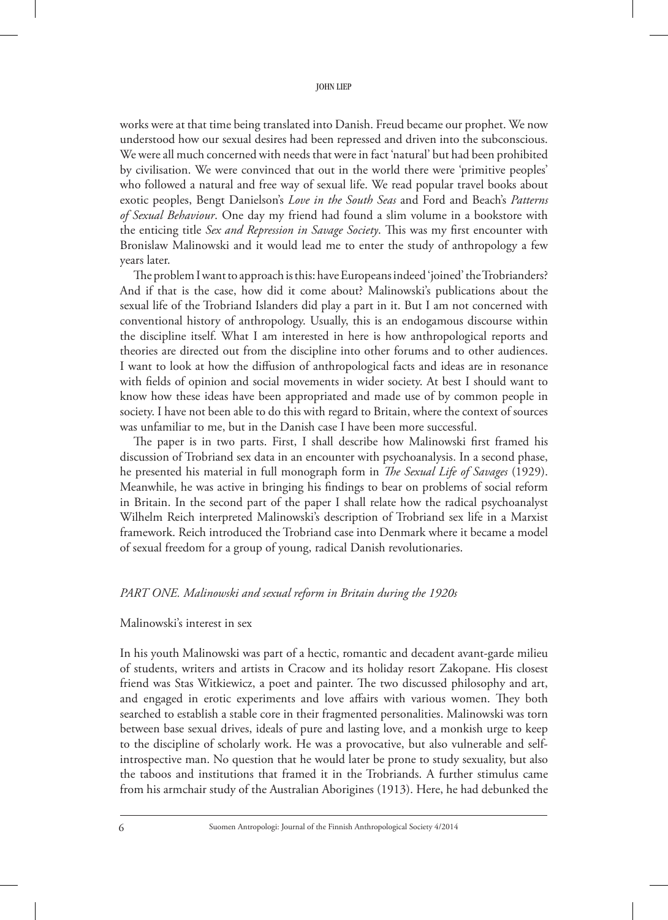works were at that time being translated into Danish. Freud became our prophet. We now understood how our sexual desires had been repressed and driven into the subconscious. We were all much concerned with needs that were in fact 'natural' but had been prohibited by civilisation. We were convinced that out in the world there were 'primitive peoples' who followed a natural and free way of sexual life. We read popular travel books about exotic peoples, Bengt Danielson's *Love in the South Seas* and Ford and Beach's *Patterns of Sexual Behaviour*. One day my friend had found a slim volume in a bookstore with the enticing title *Sex and Repression in Savage Society*. This was my first encounter with Bronislaw Malinowski and it would lead me to enter the study of anthropology a few years later.

The problem I want to approach is this: have Europeans indeed 'joined' the Trobrianders? And if that is the case, how did it come about? Malinowski's publications about the sexual life of the Trobriand Islanders did play a part in it. But I am not concerned with conventional history of anthropology. Usually, this is an endogamous discourse within the discipline itself. What I am interested in here is how anthropological reports and theories are directed out from the discipline into other forums and to other audiences. I want to look at how the diffusion of anthropological facts and ideas are in resonance with fields of opinion and social movements in wider society. At best I should want to know how these ideas have been appropriated and made use of by common people in society. I have not been able to do this with regard to Britain, where the context of sources was unfamiliar to me, but in the Danish case I have been more successful.

The paper is in two parts. First, I shall describe how Malinowski first framed his discussion of Trobriand sex data in an encounter with psychoanalysis. In a second phase, he presented his material in full monograph form in *The Sexual Life of Savages* (1929). Meanwhile, he was active in bringing his findings to bear on problems of social reform in Britain. In the second part of the paper I shall relate how the radical psychoanalyst Wilhelm Reich interpreted Malinowski's description of Trobriand sex life in a Marxist framework. Reich introduced the Trobriand case into Denmark where it became a model of sexual freedom for a group of young, radical Danish revolutionaries.

## *PART ONE. Malinowski and sexual reform in Britain during the 1920s*

### Malinowski's interest in sex

In his youth Malinowski was part of a hectic, romantic and decadent avant-garde milieu of students, writers and artists in Cracow and its holiday resort Zakopane. His closest friend was Stas Witkiewicz, a poet and painter. The two discussed philosophy and art, and engaged in erotic experiments and love affairs with various women. They both searched to establish a stable core in their fragmented personalities. Malinowski was torn between base sexual drives, ideals of pure and lasting love, and a monkish urge to keep to the discipline of scholarly work. He was a provocative, but also vulnerable and self-introspective man. No question that he would later be prone to study sexuality, but also the taboos and institutions that framed it in the Trobriands. A further stimulus came from his armchair study of the Australian Aborigines (1913). Here, he had debunked the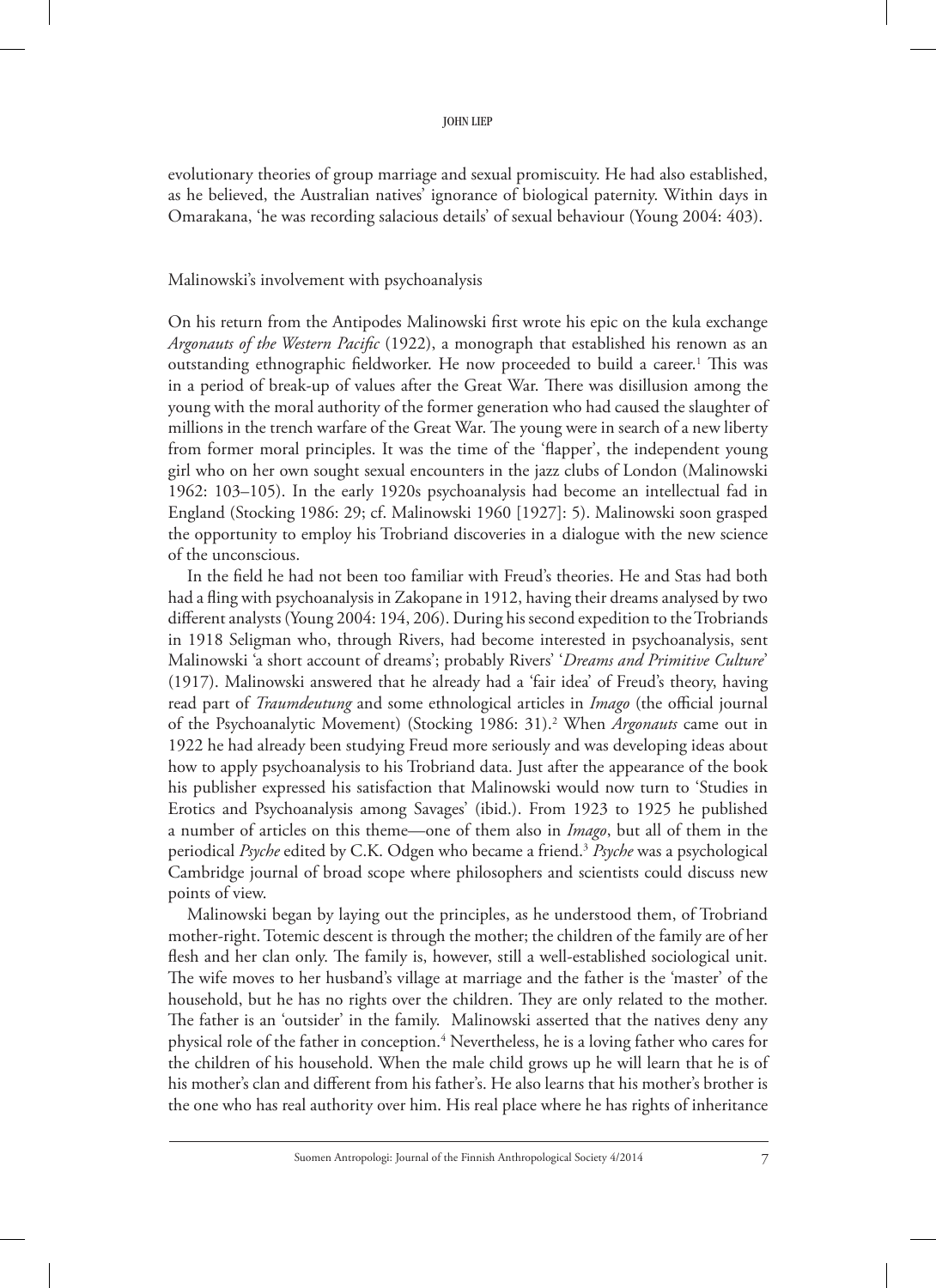evolutionary theories of group marriage and sexual promiscuity. He had also established, as he believed, the Australian natives' ignorance of biological paternity. Within days in Omarakana, 'he was recording salacious details' of sexual behaviour (Young 2004: 403).

## Malinowski's involvement with psychoanalysis

On his return from the Antipodes Malinowski first wrote his epic on the kula exchange *Argonauts of the Western Pacific* (1922), a monograph that established his renown as an outstanding ethnographic fieldworker. He now proceeded to build a career.[1] This was in a period of break-up of values after the Great War. There was disillusion among the young with the moral authority of the former generation who had caused the slaughter of millions in the trench warfare of the Great War. The young were in search of a new liberty from former moral principles. It was the time of the 'flapper', the independent young girl who on her own sought sexual encounters in the jazz clubs of London (Malinowski 1962: 103–105). In the early 1920s psychoanalysis had become an intellectual fad in England (Stocking 1986: 29; cf. Malinowski 1960 [1927]: 5). Malinowski soon grasped the opportunity to employ his Trobriand discoveries in a dialogue with the new science of the unconscious.

In the field he had not been too familiar with Freud's theories. He and Stas had both had a fling with psychoanalysis in Zakopane in 1912, having their dreams analysed by two different analysts (Young 2004: 194, 206). During his second expedition to the Trobriands in 1918 Seligman who, through Rivers, had become interested in psychoanalysis, sent Malinowski 'a short account of dreams'; probably Rivers' '*Dreams and Primitive Culture*' (1917). Malinowski answered that he already had a 'fair idea' of Freud's theory, having read part of *Traumdeutung* and some ethnological articles in *Imago* (the official journal of the Psychoanalytic Movement) (Stocking 1986: 31).[2] When *Argonauts* came out in 1922 he had already been studying Freud more seriously and was developing ideas about how to apply psychoanalysis to his Trobriand data. Just after the appearance of the book his publisher expressed his satisfaction that Malinowski would now turn to 'Studies in Erotics and Psychoanalysis among Savages' (ibid.). From 1923 to 1925 he published a number of articles on this theme—one of them also in *Imago*, but all of them in the periodical *Psyche* edited by C.K. Odgen who became a friend.[3] *Psyche* was a psychological Cambridge journal of broad scope where philosophers and scientists could discuss new points of view.

Malinowski began by laying out the principles, as he understood them, of Trobriand mother-right. Totemic descent is through the mother; the children of the family are of her flesh and her clan only. The family is, however, still a well-established sociological unit. The wife moves to her husband's village at marriage and the father is the 'master' of the household, but he has no rights over the children. They are only related to the mother. The father is an 'outsider' in the family. Malinowski asserted that the natives deny any physical role of the father in conception.[4] Nevertheless, he is a loving father who cares for the children of his household. When the male child grows up he will learn that he is of his mother's clan and different from his father's. He also learns that his mother's brother is the one who has real authority over him. His real place where he has rights of inheritance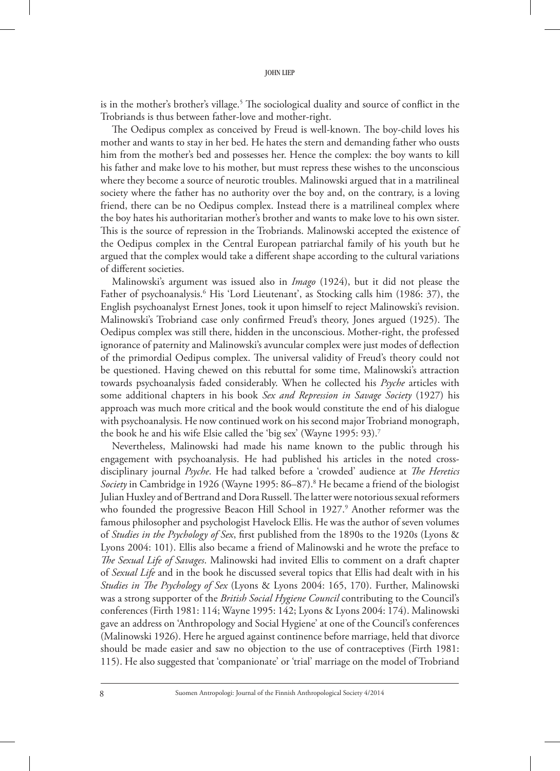is in the mother's brother's village.[5] The sociological duality and source of conflict in the Trobriands is thus between father-love and mother-right.

The Oedipus complex as conceived by Freud is well-known. The boy-child loves his mother and wants to stay in her bed. He hates the stern and demanding father who ousts him from the mother's bed and possesses her. Hence the complex: the boy wants to kill his father and make love to his mother, but must repress these wishes to the unconscious where they become a source of neurotic troubles. Malinowski argued that in a matrilineal society where the father has no authority over the boy and, on the contrary, is a loving friend, there can be no Oedipus complex. Instead there is a matrilineal complex where the boy hates his authoritarian mother's brother and wants to make love to his own sister. This is the source of repression in the Trobriands. Malinowski accepted the existence of the Oedipus complex in the Central European patriarchal family of his youth but he argued that the complex would take a different shape according to the cultural variations of different societies.

Malinowski's argument was issued also in *Imago* (1924), but it did not please the Father of psychoanalysis.[6] His 'Lord Lieutenant', as Stocking calls him (1986: 37), the English psychoanalyst Ernest Jones, took it upon himself to reject Malinowski's revision. Malinowski's Trobriand case only confirmed Freud's theory, Jones argued (1925). The Oedipus complex was still there, hidden in the unconscious. Mother-right, the professed ignorance of paternity and Malinowski's avuncular complex were just modes of deflection of the primordial Oedipus complex. The universal validity of Freud's theory could not be questioned. Having chewed on this rebuttal for some time, Malinowski's attraction towards psychoanalysis faded considerably. When he collected his *Psyche* articles with some additional chapters in his book *Sex and Repression in Savage Society* (1927) his approach was much more critical and the book would constitute the end of his dialogue with psychoanalysis. He now continued work on his second major Trobriand monograph, the book he and his wife Elsie called the 'big sex' (Wayne 1995: 93).[7]

Nevertheless, Malinowski had made his name known to the public through his engagement with psychoanalysis. He had published his articles in the noted cross-disciplinary journal *Psyche*. He had talked before a 'crowded' audience at *The Heretics Society* in Cambridge in 1926 (Wayne 1995: 86–87).[8] He became a friend of the biologist Julian Huxley and of Bertrand and Dora Russell. The latter were notorious sexual reformers who founded the progressive Beacon Hill School in 1927.[9] Another reformer was the famous philosopher and psychologist Havelock Ellis. He was the author of seven volumes of *Studies in the Psychology of Sex*, first published from the 1890s to the 1920s (Lyons & Lyons 2004: 101). Ellis also became a friend of Malinowski and he wrote the preface to *The Sexual Life of Savages*. Malinowski had invited Ellis to comment on a draft chapter of *Sexual Life* and in the book he discussed several topics that Ellis had dealt with in his *Studies in The Psychology of Sex* (Lyons & Lyons 2004: 165, 170). Further, Malinowski was a strong supporter of the *British Social Hygiene Council* contributing to the Council's conferences (Firth 1981: 114; Wayne 1995: 142; Lyons & Lyons 2004: 174). Malinowski gave an address on 'Anthropology and Social Hygiene' at one of the Council's conferences (Malinowski 1926). Here he argued against continence before marriage, held that divorce should be made easier and saw no objection to the use of contraceptives (Firth 1981: 115). He also suggested that 'companionate' or 'trial' marriage on the model of Trobriand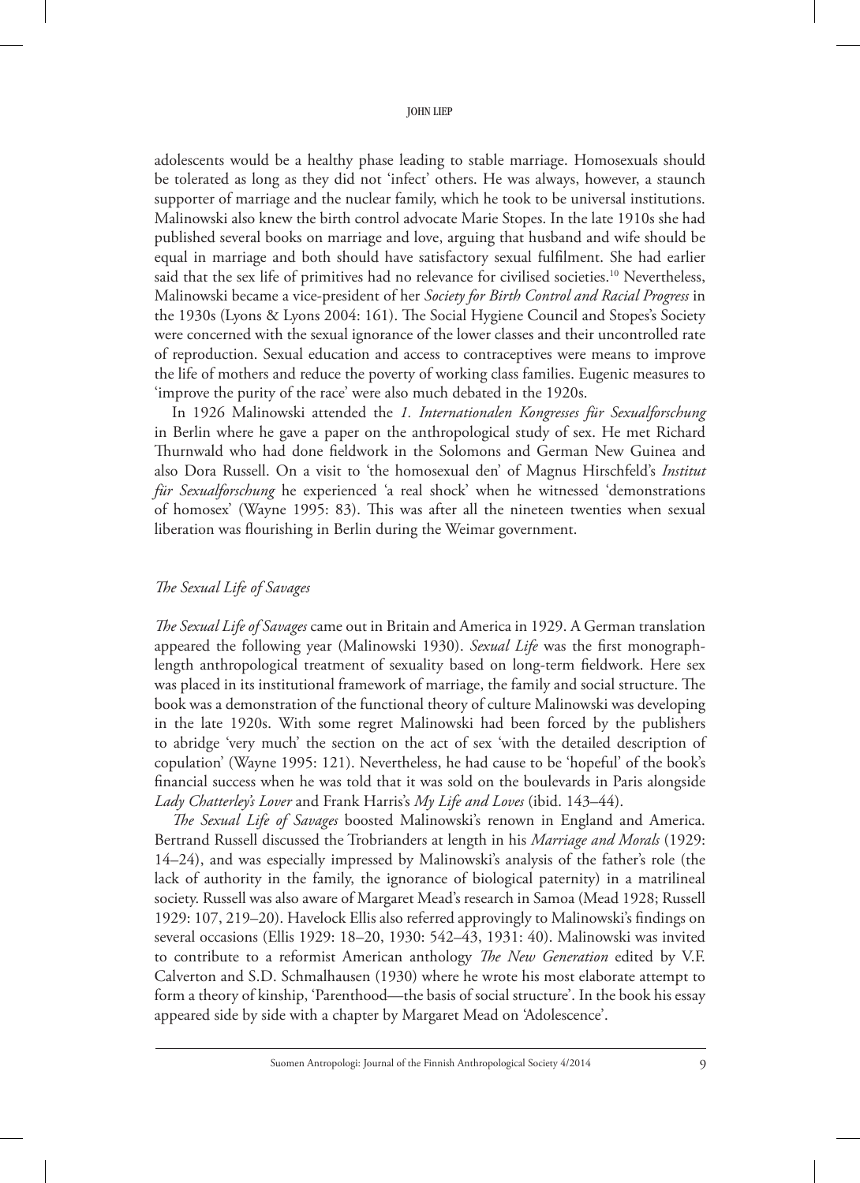adolescents would be a healthy phase leading to stable marriage. Homosexuals should be tolerated as long as they did not 'infect' others. He was always, however, a staunch supporter of marriage and the nuclear family, which he took to be universal institutions. Malinowski also knew the birth control advocate Marie Stopes. In the late 1910s she had published several books on marriage and love, arguing that husband and wife should be equal in marriage and both should have satisfactory sexual fulfilment. She had earlier said that the sex life of primitives had no relevance for civilised societies.[10] Nevertheless, Malinowski became a vice-president of her *Society for Birth Control and Racial Progress* in the 1930s (Lyons & Lyons 2004: 161). The Social Hygiene Council and Stopes's Society were concerned with the sexual ignorance of the lower classes and their uncontrolled rate of reproduction. Sexual education and access to contraceptives were means to improve the life of mothers and reduce the poverty of working class families. Eugenic measures to 'improve the purity of the race' were also much debated in the 1920s.

In 1926 Malinowski attended the *1. Internationalen Kongresses für Sexualforschung* in Berlin where he gave a paper on the anthropological study of sex. He met Richard Thurnwald who had done fieldwork in the Solomons and German New Guinea and also Dora Russell. On a visit to 'the homosexual den' of Magnus Hirschfeld's *Institut für Sexualforschung* he experienced 'a real shock' when he witnessed 'demonstrations of homosex' (Wayne 1995: 83). This was after all the nineteen twenties when sexual liberation was flourishing in Berlin during the Weimar government.

### *The Sexual Life of Savages*

*The Sexual Life of Savages* came out in Britain and America in 1929. A German translation appeared the following year (Malinowski 1930). *Sexual Life* was the first monograph-length anthropological treatment of sexuality based on long-term fieldwork. Here sex was placed in its institutional framework of marriage, the family and social structure. The book was a demonstration of the functional theory of culture Malinowski was developing in the late 1920s. With some regret Malinowski had been forced by the publishers to abridge 'very much' the section on the act of sex 'with the detailed description of copulation' (Wayne 1995: 121). Nevertheless, he had cause to be 'hopeful' of the book's financial success when he was told that it was sold on the boulevards in Paris alongside *Lady Chatterley's Lover* and Frank Harris's *My Life and Loves* (ibid. 143–44).

*The Sexual Life of Savages* boosted Malinowski's renown in England and America. Bertrand Russell discussed the Trobrianders at length in his *Marriage and Morals* (1929: 14–24), and was especially impressed by Malinowski's analysis of the father's role (the lack of authority in the family, the ignorance of biological paternity) in a matrilineal society. Russell was also aware of Margaret Mead's research in Samoa (Mead 1928; Russell 1929: 107, 219–20). Havelock Ellis also referred approvingly to Malinowski's findings on several occasions (Ellis 1929: 18–20, 1930: 542–43, 1931: 40). Malinowski was invited to contribute to a reformist American anthology *The New Generation* edited by V.F. Calverton and S.D. Schmalhausen (1930) where he wrote his most elaborate attempt to form a theory of kinship, 'Parenthood—the basis of social structure'. In the book his essay appeared side by side with a chapter by Margaret Mead on 'Adolescence'.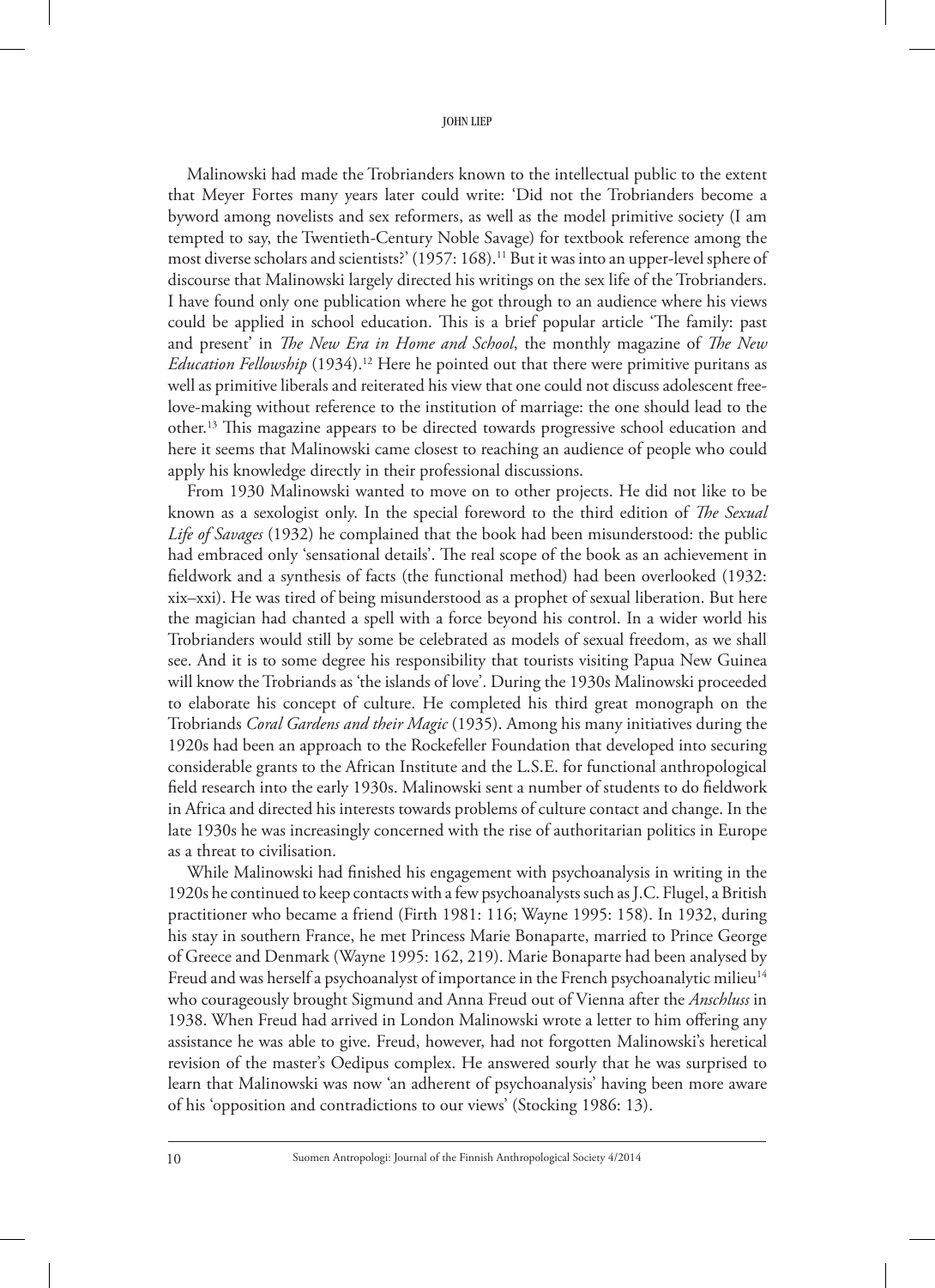Malinowski had made the Trobrianders known to the intellectual public to the extent that Meyer Fortes many years later could write: 'Did not the Trobrianders become a byword among novelists and sex reformers, as well as the model primitive society (I am tempted to say, the Twentieth-Century Noble Savage) for textbook reference among the most diverse scholars and scientists?' (1957: 168).[11] But it was into an upper-level sphere of discourse that Malinowski largely directed his writings on the sex life of the Trobrianders. I have found only one publication where he got through to an audience where his views could be applied in school education. This is a brief popular article 'The family: past and present' in *The New Era in Home and School*, the monthly magazine of *The New Education Fellowship* (1934).[12] Here he pointed out that there were primitive puritans as well as primitive liberals and reiterated his view that one could not discuss adolescent free-love-making without reference to the institution of marriage: the one should lead to the other.[13] This magazine appears to be directed towards progressive school education and here it seems that Malinowski came closest to reaching an audience of people who could apply his knowledge directly in their professional discussions.

From 1930 Malinowski wanted to move on to other projects. He did not like to be known as a sexologist only. In the special foreword to the third edition of *The Sexual Life of Savages* (1932) he complained that the book had been misunderstood: the public had embraced only 'sensational details'. The real scope of the book as an achievement in fieldwork and a synthesis of facts (the functional method) had been overlooked (1932: xix–xxi). He was tired of being misunderstood as a prophet of sexual liberation. But here the magician had chanted a spell with a force beyond his control. In a wider world his Trobrianders would still by some be celebrated as models of sexual freedom, as we shall see. And it is to some degree his responsibility that tourists visiting Papua New Guinea will know the Trobriands as 'the islands of love'. During the 1930s Malinowski proceeded to elaborate his concept of culture. He completed his third great monograph on the Trobriands *Coral Gardens and their Magic* (1935). Among his many initiatives during the 1920s had been an approach to the Rockefeller Foundation that developed into securing considerable grants to the African Institute and the L.S.E. for functional anthropological field research into the early 1930s. Malinowski sent a number of students to do fieldwork in Africa and directed his interests towards problems of culture contact and change. In the late 1930s he was increasingly concerned with the rise of authoritarian politics in Europe as a threat to civilisation.

While Malinowski had finished his engagement with psychoanalysis in writing in the 1920s he continued to keep contacts with a few psychoanalysts such as J.C. Flugel, a British practitioner who became a friend (Firth 1981: 116; Wayne 1995: 158). In 1932, during his stay in southern France, he met Princess Marie Bonaparte, married to Prince George of Greece and Denmark (Wayne 1995: 162, 219). Marie Bonaparte had been analysed by Freud and was herself a psychoanalyst of importance in the French psychoanalytic milieu[14] who courageously brought Sigmund and Anna Freud out of Vienna after the *Anschluss* in 1938. When Freud had arrived in London Malinowski wrote a letter to him offering any assistance he was able to give. Freud, however, had not forgotten Malinowski's heretical revision of the master's Oedipus complex. He answered sourly that he was surprised to learn that Malinowski was now 'an adherent of psychoanalysis' having been more aware of his 'opposition and contradictions to our views' (Stocking 1986: 13).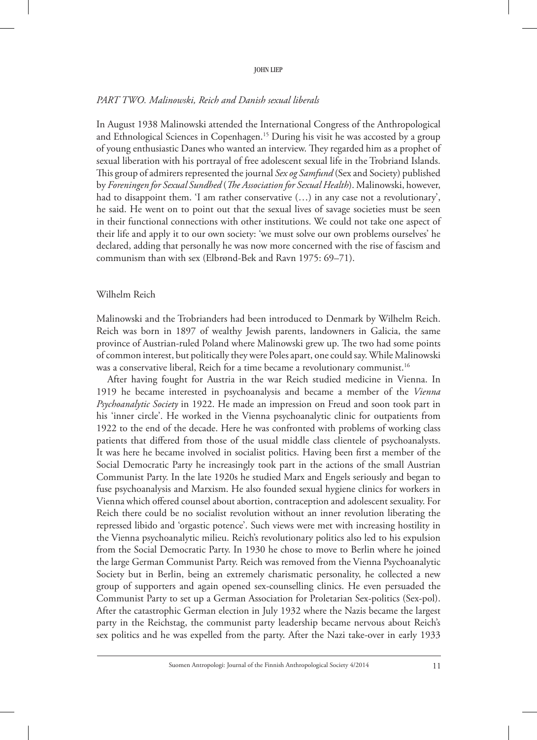*PART TWO. Malinowski, Reich and Danish sexual liberals*

In August 1938 Malinowski attended the International Congress of the Anthropological and Ethnological Sciences in Copenhagen.[15] During his visit he was accosted by a group of young enthusiastic Danes who wanted an interview. They regarded him as a prophet of sexual liberation with his portrayal of free adolescent sexual life in the Trobriand Islands. This group of admirers represented the journal *Sex og Samfund* (Sex and Society) published by *Foreningen for Sexual Sundhed* (*The Association for Sexual Health*). Malinowski, however, had to disappoint them. 'I am rather conservative (…) in any case not a revolutionary', he said. He went on to point out that the sexual lives of savage societies must be seen in their functional connections with other institutions. We could not take one aspect of their life and apply it to our own society: 'we must solve our own problems ourselves' he declared, adding that personally he was now more concerned with the rise of fascism and communism than with sex (Elbrønd-Bek and Ravn 1975: 69–71).

Wilhelm Reich

Malinowski and the Trobrianders had been introduced to Denmark by Wilhelm Reich. Reich was born in 1897 of wealthy Jewish parents, landowners in Galicia, the same province of Austrian-ruled Poland where Malinowski grew up. The two had some points of common interest, but politically they were Poles apart, one could say. While Malinowski was a conservative liberal, Reich for a time became a revolutionary communist.[16]

After having fought for Austria in the war Reich studied medicine in Vienna. In 1919 he became interested in psychoanalysis and became a member of the *Vienna Psychoanalytic Society* in 1922. He made an impression on Freud and soon took part in his 'inner circle'. He worked in the Vienna psychoanalytic clinic for outpatients from 1922 to the end of the decade. Here he was confronted with problems of working class patients that differed from those of the usual middle class clientele of psychoanalysts. It was here he became involved in socialist politics. Having been first a member of the Social Democratic Party he increasingly took part in the actions of the small Austrian Communist Party. In the late 1920s he studied Marx and Engels seriously and began to fuse psychoanalysis and Marxism. He also founded sexual hygiene clinics for workers in Vienna which offered counsel about abortion, contraception and adolescent sexuality. For Reich there could be no socialist revolution without an inner revolution liberating the repressed libido and 'orgastic potence'. Such views were met with increasing hostility in the Vienna psychoanalytic milieu. Reich's revolutionary politics also led to his expulsion from the Social Democratic Party. In 1930 he chose to move to Berlin where he joined the large German Communist Party. Reich was removed from the Vienna Psychoanalytic Society but in Berlin, being an extremely charismatic personality, he collected a new group of supporters and again opened sex-counselling clinics. He even persuaded the Communist Party to set up a German Association for Proletarian Sex-politics (Sex-pol). After the catastrophic German election in July 1932 where the Nazis became the largest party in the Reichstag, the communist party leadership became nervous about Reich's sex politics and he was expelled from the party. After the Nazi take-over in early 1933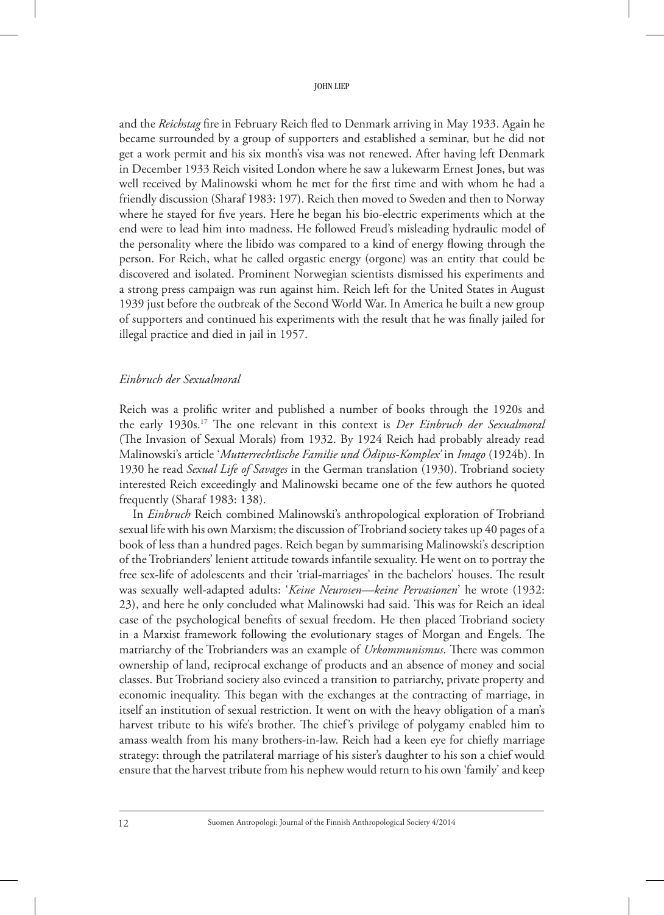and the *Reichstag* fire in February Reich fled to Denmark arriving in May 1933. Again he became surrounded by a group of supporters and established a seminar, but he did not get a work permit and his six month's visa was not renewed. After having left Denmark in December 1933 Reich visited London where he saw a lukewarm Ernest Jones, but was well received by Malinowski whom he met for the first time and with whom he had a friendly discussion (Sharaf 1983: 197). Reich then moved to Sweden and then to Norway where he stayed for five years. Here he began his bio-electric experiments which at the end were to lead him into madness. He followed Freud's misleading hydraulic model of the personality where the libido was compared to a kind of energy flowing through the person. For Reich, what he called orgastic energy (orgone) was an entity that could be discovered and isolated. Prominent Norwegian scientists dismissed his experiments and a strong press campaign was run against him. Reich left for the United States in August 1939 just before the outbreak of the Second World War. In America he built a new group of supporters and continued his experiments with the result that he was finally jailed for illegal practice and died in jail in 1957.

### *Einbruch der Sexualmoral*

Reich was a prolific writer and published a number of books through the 1920s and the early 1930s.[17] The one relevant in this context is *Der Einbruch der Sexualmoral* (The Invasion of Sexual Morals) from 1932. By 1924 Reich had probably already read Malinowski's article '*Mutterrechtlische Familie und Ödipus-Komplex*' in *Imago* (1924b). In 1930 he read *Sexual Life of Savages* in the German translation (1930). Trobriand society interested Reich exceedingly and Malinowski became one of the few authors he quoted frequently (Sharaf 1983: 138).

In *Einbruch* Reich combined Malinowski's anthropological exploration of Trobriand sexual life with his own Marxism; the discussion of Trobriand society takes up 40 pages of a book of less than a hundred pages. Reich began by summarising Malinowski's description of the Trobrianders' lenient attitude towards infantile sexuality. He went on to portray the free sex-life of adolescents and their 'trial-marriages' in the bachelors' houses. The result was sexually well-adapted adults: '*Keine Neurosen—keine Pervasionen*' he wrote (1932: 23), and here he only concluded what Malinowski had said. This was for Reich an ideal case of the psychological benefits of sexual freedom. He then placed Trobriand society in a Marxist framework following the evolutionary stages of Morgan and Engels. The matriarchy of the Trobrianders was an example of *Urkommunismus*. There was common ownership of land, reciprocal exchange of products and an absence of money and social classes. But Trobriand society also evinced a transition to patriarchy, private property and economic inequality. This began with the exchanges at the contracting of marriage, in itself an institution of sexual restriction. It went on with the heavy obligation of a man's harvest tribute to his wife's brother. The chief's privilege of polygamy enabled him to amass wealth from his many brothers-in-law. Reich had a keen eye for chiefly marriage strategy: through the patrilateral marriage of his sister's daughter to his son a chief would ensure that the harvest tribute from his nephew would return to his own 'family' and keep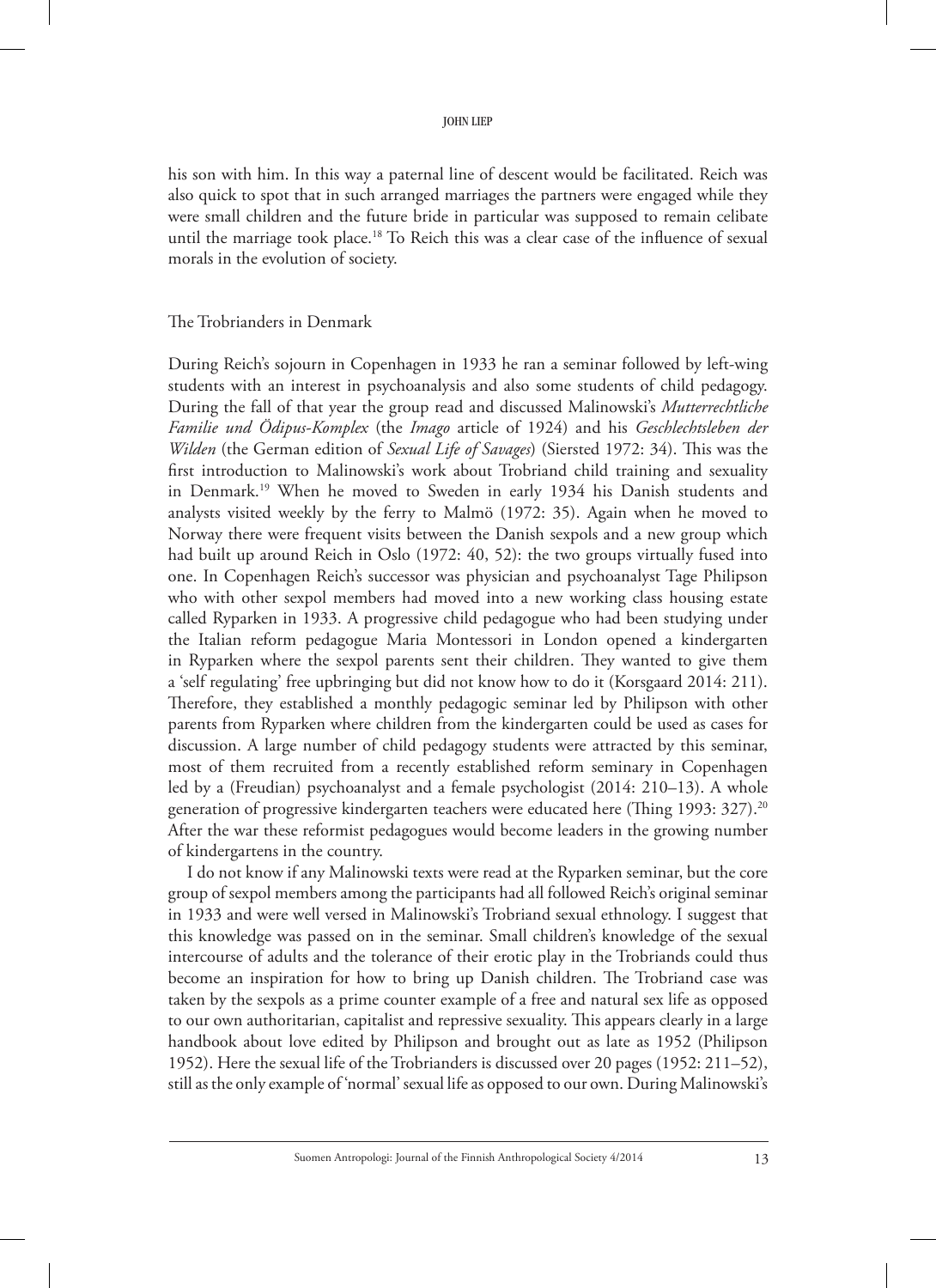his son with him. In this way a paternal line of descent would be facilitated. Reich was also quick to spot that in such arranged marriages the partners were engaged while they were small children and the future bride in particular was supposed to remain celibate until the marriage took place.[18] To Reich this was a clear case of the influence of sexual morals in the evolution of society.

## The Trobrianders in Denmark

During Reich's sojourn in Copenhagen in 1933 he ran a seminar followed by left-wing students with an interest in psychoanalysis and also some students of child pedagogy. During the fall of that year the group read and discussed Malinowski's *Mutterrechtliche Familie und Ödipus-Komplex* (the *Imago* article of 1924) and his *Geschlechtsleben der Wilden* (the German edition of *Sexual Life of Savages*) (Siersted 1972: 34). This was the first introduction to Malinowski's work about Trobriand child training and sexuality in Denmark.[19] When he moved to Sweden in early 1934 his Danish students and analysts visited weekly by the ferry to Malmö (1972: 35). Again when he moved to Norway there were frequent visits between the Danish sexpols and a new group which had built up around Reich in Oslo (1972: 40, 52): the two groups virtually fused into one. In Copenhagen Reich's successor was physician and psychoanalyst Tage Philipson who with other sexpol members had moved into a new working class housing estate called Ryparken in 1933. A progressive child pedagogue who had been studying under the Italian reform pedagogue Maria Montessori in London opened a kindergarten in Ryparken where the sexpol parents sent their children. They wanted to give them a 'self regulating' free upbringing but did not know how to do it (Korsgaard 2014: 211). Therefore, they established a monthly pedagogic seminar led by Philipson with other parents from Ryparken where children from the kindergarten could be used as cases for discussion. A large number of child pedagogy students were attracted by this seminar, most of them recruited from a recently established reform seminary in Copenhagen led by a (Freudian) psychoanalyst and a female psychologist (2014: 210–13). A whole generation of progressive kindergarten teachers were educated here (Thing 1993: 327).[20] After the war these reformist pedagogues would become leaders in the growing number of kindergartens in the country.

I do not know if any Malinowski texts were read at the Ryparken seminar, but the core group of sexpol members among the participants had all followed Reich's original seminar in 1933 and were well versed in Malinowski's Trobriand sexual ethnology. I suggest that this knowledge was passed on in the seminar. Small children's knowledge of the sexual intercourse of adults and the tolerance of their erotic play in the Trobriands could thus become an inspiration for how to bring up Danish children. The Trobriand case was taken by the sexpols as a prime counter example of a free and natural sex life as opposed to our own authoritarian, capitalist and repressive sexuality. This appears clearly in a large handbook about love edited by Philipson and brought out as late as 1952 (Philipson 1952). Here the sexual life of the Trobrianders is discussed over 20 pages (1952: 211–52), still as the only example of 'normal' sexual life as opposed to our own. During Malinowski's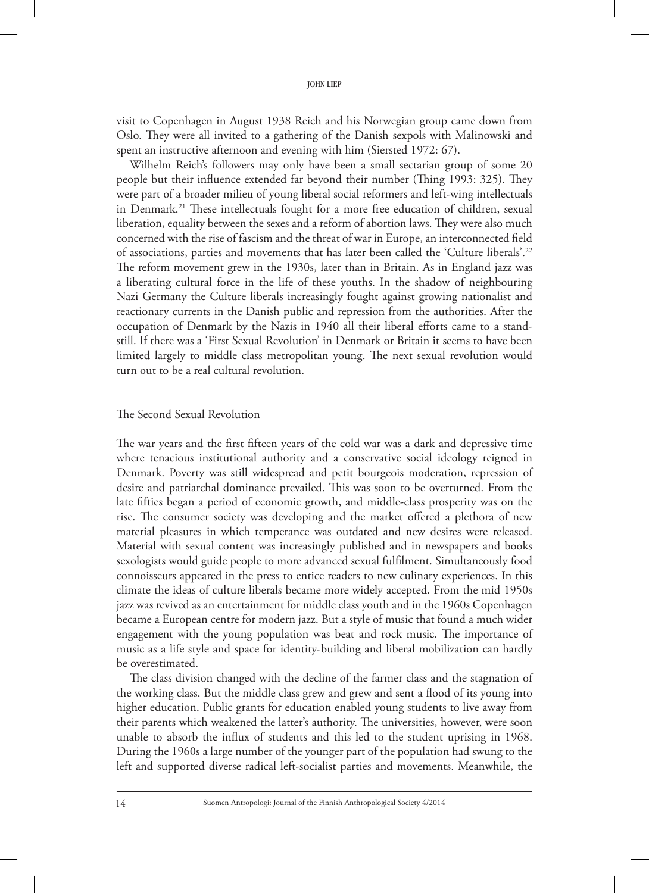visit to Copenhagen in August 1938 Reich and his Norwegian group came down from Oslo. They were all invited to a gathering of the Danish sexpols with Malinowski and spent an instructive afternoon and evening with him (Siersted 1972: 67).

Wilhelm Reich's followers may only have been a small sectarian group of some 20 people but their influence extended far beyond their number (Thing 1993: 325). They were part of a broader milieu of young liberal social reformers and left-wing intellectuals in Denmark.[21] These intellectuals fought for a more free education of children, sexual liberation, equality between the sexes and a reform of abortion laws. They were also much concerned with the rise of fascism and the threat of war in Europe, an interconnected field of associations, parties and movements that has later been called the 'Culture liberals'.[22] The reform movement grew in the 1930s, later than in Britain. As in England jazz was a liberating cultural force in the life of these youths. In the shadow of neighbouring Nazi Germany the Culture liberals increasingly fought against growing nationalist and reactionary currents in the Danish public and repression from the authorities. After the occupation of Denmark by the Nazis in 1940 all their liberal efforts came to a standstill. If there was a 'First Sexual Revolution' in Denmark or Britain it seems to have been limited largely to middle class metropolitan young. The next sexual revolution would turn out to be a real cultural revolution.

## The Second Sexual Revolution

The war years and the first fifteen years of the cold war was a dark and depressive time where tenacious institutional authority and a conservative social ideology reigned in Denmark. Poverty was still widespread and petit bourgeois moderation, repression of desire and patriarchal dominance prevailed. This was soon to be overturned. From the late fifties began a period of economic growth, and middle-class prosperity was on the rise. The consumer society was developing and the market offered a plethora of new material pleasures in which temperance was outdated and new desires were released. Material with sexual content was increasingly published and in newspapers and books sexologists would guide people to more advanced sexual fulfilment. Simultaneously food connoisseurs appeared in the press to entice readers to new culinary experiences. In this climate the ideas of culture liberals became more widely accepted. From the mid 1950s jazz was revived as an entertainment for middle class youth and in the 1960s Copenhagen became a European centre for modern jazz. But a style of music that found a much wider engagement with the young population was beat and rock music. The importance of music as a life style and space for identity-building and liberal mobilization can hardly be overestimated.

The class division changed with the decline of the farmer class and the stagnation of the working class. But the middle class grew and grew and sent a flood of its young into higher education. Public grants for education enabled young students to live away from their parents which weakened the latter's authority. The universities, however, were soon unable to absorb the influx of students and this led to the student uprising in 1968. During the 1960s a large number of the younger part of the population had swung to the left and supported diverse radical left-socialist parties and movements. Meanwhile, the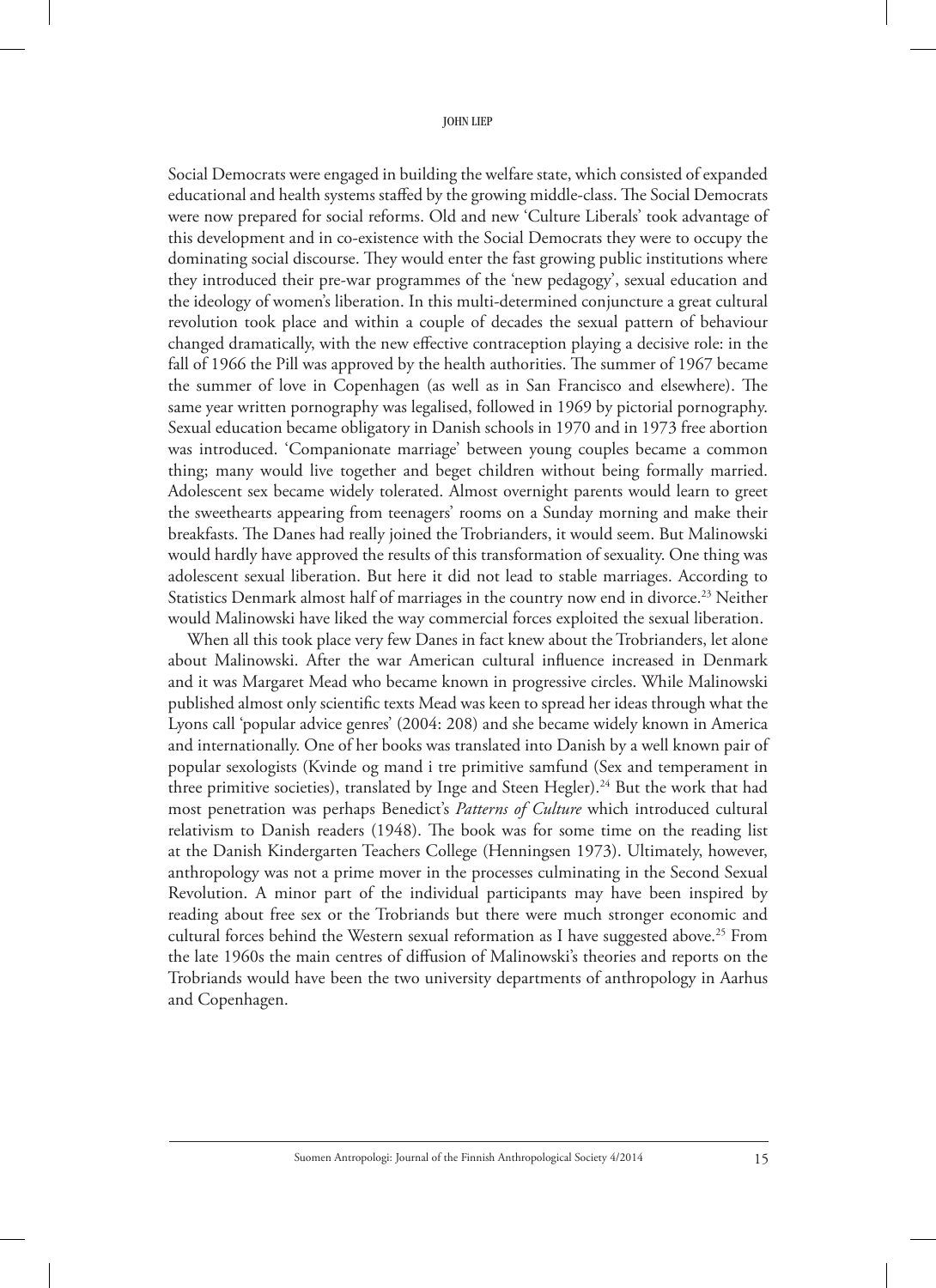Social Democrats were engaged in building the welfare state, which consisted of expanded educational and health systems staffed by the growing middle-class. The Social Democrats were now prepared for social reforms. Old and new 'Culture Liberals' took advantage of this development and in co-existence with the Social Democrats they were to occupy the dominating social discourse. They would enter the fast growing public institutions where they introduced their pre-war programmes of the 'new pedagogy', sexual education and the ideology of women's liberation. In this multi-determined conjuncture a great cultural revolution took place and within a couple of decades the sexual pattern of behaviour changed dramatically, with the new effective contraception playing a decisive role: in the fall of 1966 the Pill was approved by the health authorities. The summer of 1967 became the summer of love in Copenhagen (as well as in San Francisco and elsewhere). The same year written pornography was legalised, followed in 1969 by pictorial pornography. Sexual education became obligatory in Danish schools in 1970 and in 1973 free abortion was introduced. 'Companionate marriage' between young couples became a common thing; many would live together and beget children without being formally married. Adolescent sex became widely tolerated. Almost overnight parents would learn to greet the sweethearts appearing from teenagers' rooms on a Sunday morning and make their breakfasts. The Danes had really joined the Trobrianders, it would seem. But Malinowski would hardly have approved the results of this transformation of sexuality. One thing was adolescent sexual liberation. But here it did not lead to stable marriages. According to Statistics Denmark almost half of marriages in the country now end in divorce.[23] Neither would Malinowski have liked the way commercial forces exploited the sexual liberation.

When all this took place very few Danes in fact knew about the Trobrianders, let alone about Malinowski. After the war American cultural influence increased in Denmark and it was Margaret Mead who became known in progressive circles. While Malinowski published almost only scientific texts Mead was keen to spread her ideas through what the Lyons call 'popular advice genres' (2004: 208) and she became widely known in America and internationally. One of her books was translated into Danish by a well known pair of popular sexologists (Kvinde og mand i tre primitive samfund (Sex and temperament in three primitive societies), translated by Inge and Steen Hegler).[24] But the work that had most penetration was perhaps Benedict's *Patterns of Culture* which introduced cultural relativism to Danish readers (1948). The book was for some time on the reading list at the Danish Kindergarten Teachers College (Henningsen 1973). Ultimately, however, anthropology was not a prime mover in the processes culminating in the Second Sexual Revolution. A minor part of the individual participants may have been inspired by reading about free sex or the Trobriands but there were much stronger economic and cultural forces behind the Western sexual reformation as I have suggested above.[25] From the late 1960s the main centres of diffusion of Malinowski's theories and reports on the Trobriands would have been the two university departments of anthropology in Aarhus and Copenhagen.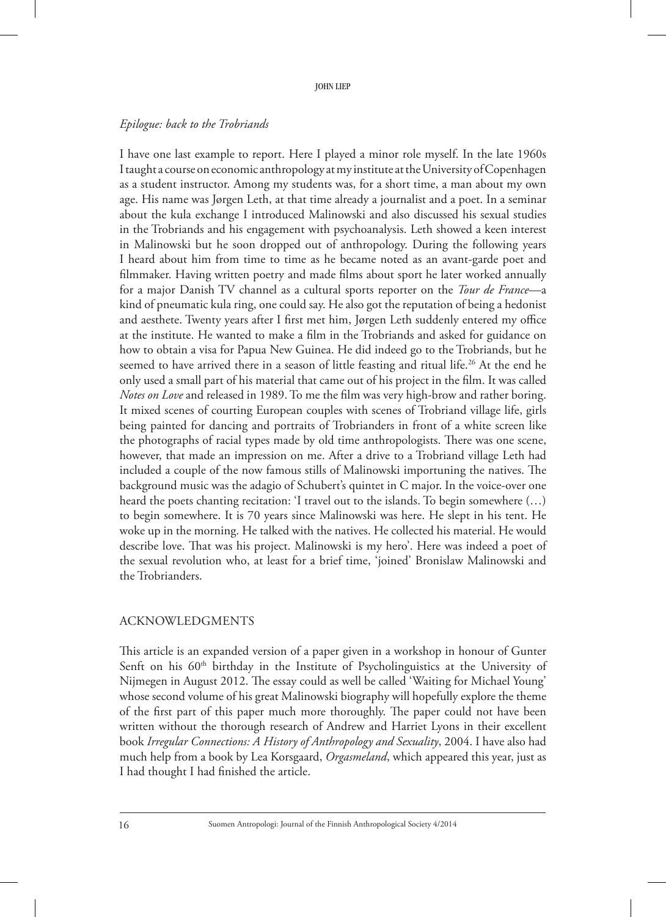*Epilogue: back to the Trobriands*

I have one last example to report. Here I played a minor role myself. In the late 1960s I taught a course on economic anthropology at my institute at the University of Copenhagen as a student instructor. Among my students was, for a short time, a man about my own age. His name was Jørgen Leth, at that time already a journalist and a poet. In a seminar about the kula exchange I introduced Malinowski and also discussed his sexual studies in the Trobriands and his engagement with psychoanalysis. Leth showed a keen interest in Malinowski but he soon dropped out of anthropology. During the following years I heard about him from time to time as he became noted as an avant-garde poet and filmmaker. Having written poetry and made films about sport he later worked annually for a major Danish TV channel as a cultural sports reporter on the *Tour de France*—a kind of pneumatic kula ring, one could say. He also got the reputation of being a hedonist and aesthete. Twenty years after I first met him, Jørgen Leth suddenly entered my office at the institute. He wanted to make a film in the Trobriands and asked for guidance on how to obtain a visa for Papua New Guinea. He did indeed go to the Trobriands, but he seemed to have arrived there in a season of little feasting and ritual life.[26] At the end he only used a small part of his material that came out of his project in the film. It was called *Notes on Love* and released in 1989. To me the film was very high-brow and rather boring. It mixed scenes of courting European couples with scenes of Trobriand village life, girls being painted for dancing and portraits of Trobrianders in front of a white screen like the photographs of racial types made by old time anthropologists. There was one scene, however, that made an impression on me. After a drive to a Trobriand village Leth had included a couple of the now famous stills of Malinowski importuning the natives. The background music was the adagio of Schubert's quintet in C major. In the voice-over one heard the poets chanting recitation: 'I travel out to the islands. To begin somewhere (…) to begin somewhere. It is 70 years since Malinowski was here. He slept in his tent. He woke up in the morning. He talked with the natives. He collected his material. He would describe love. That was his project. Malinowski is my hero'. Here was indeed a poet of the sexual revolution who, at least for a brief time, 'joined' Bronislaw Malinowski and the Trobrianders.

## ACKNOWLEDGMENTS

This article is an expanded version of a paper given in a workshop in honour of Gunter Senft on his 60th birthday in the Institute of Psycholinguistics at the University of Nijmegen in August 2012. The essay could as well be called 'Waiting for Michael Young' whose second volume of his great Malinowski biography will hopefully explore the theme of the first part of this paper much more thoroughly. The paper could not have been written without the thorough research of Andrew and Harriet Lyons in their excellent book *Irregular Connections: A History of Anthropology and Sexuality*, 2004. I have also had much help from a book by Lea Korsgaard, *Orgasmeland*, which appeared this year, just as I had thought I had finished the article.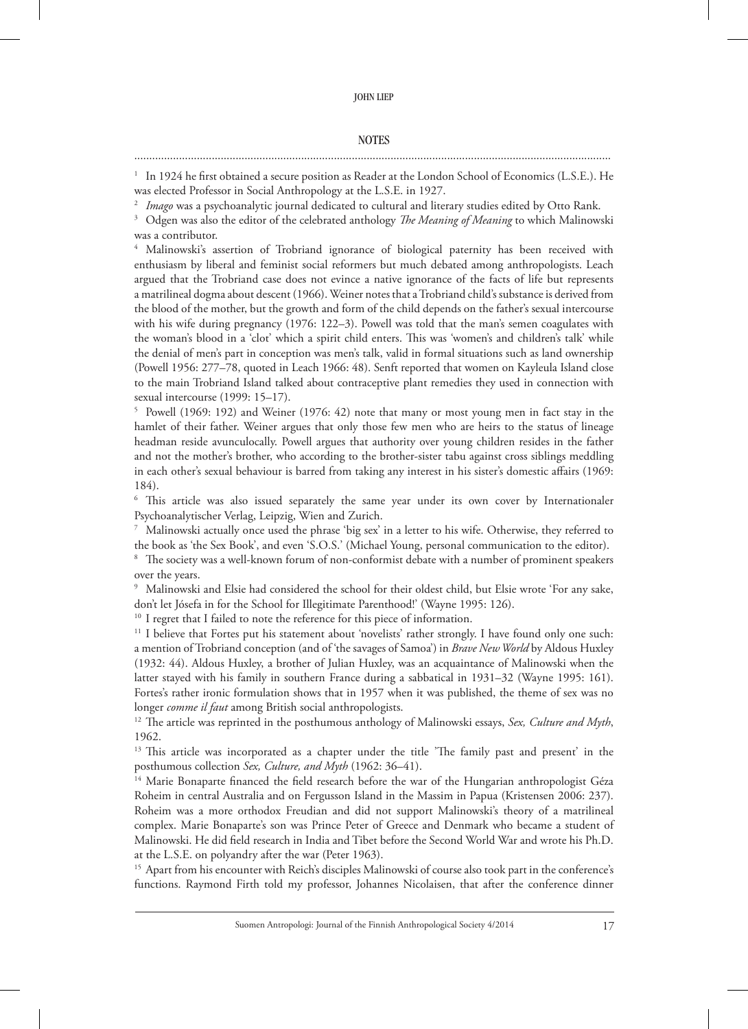## NOTES

[1] In 1924 he first obtained a secure position as Reader at the London School of Economics (L.S.E.). He was elected Professor in Social Anthropology at the L.S.E. in 1927.

[2] *Imago* was a psychoanalytic journal dedicated to cultural and literary studies edited by Otto Rank.

[3] Odgen was also the editor of the celebrated anthology *The Meaning of Meaning* to which Malinowski was a contributor.

[4] Malinowski's assertion of Trobriand ignorance of biological paternity has been received with enthusiasm by liberal and feminist social reformers but much debated among anthropologists. Leach argued that the Trobriand case does not evince a native ignorance of the facts of life but represents a matrilineal dogma about descent (1966). Weiner notes that a Trobriand child's substance is derived from the blood of the mother, but the growth and form of the child depends on the father's sexual intercourse with his wife during pregnancy (1976: 122–3). Powell was told that the man's semen coagulates with the woman's blood in a 'clot' which a spirit child enters. This was 'women's and children's talk' while the denial of men's part in conception was men's talk, valid in formal situations such as land ownership (Powell 1956: 277–78, quoted in Leach 1966: 48). Senft reported that women on Kayleula Island close to the main Trobriand Island talked about contraceptive plant remedies they used in connection with sexual intercourse (1999: 15–17).

[5] Powell (1969: 192) and Weiner (1976: 42) note that many or most young men in fact stay in the hamlet of their father. Weiner argues that only those few men who are heirs to the status of lineage headman reside avunculocally. Powell argues that authority over young children resides in the father and not the mother's brother, who according to the brother-sister tabu against cross siblings meddling in each other's sexual behaviour is barred from taking any interest in his sister's domestic affairs (1969: 184).

[6] This article was also issued separately the same year under its own cover by Internationaler Psychoanalytischer Verlag, Leipzig, Wien and Zurich.

[7] Malinowski actually once used the phrase 'big sex' in a letter to his wife. Otherwise, they referred to the book as 'the Sex Book', and even 'S.O.S.' (Michael Young, personal communication to the editor).

[8] The society was a well-known forum of non-conformist debate with a number of prominent speakers over the years.

[9] Malinowski and Elsie had considered the school for their oldest child, but Elsie wrote 'For any sake, don't let Jósefa in for the School for Illegitimate Parenthood!' (Wayne 1995: 126).

[10] I regret that I failed to note the reference for this piece of information.

[11] I believe that Fortes put his statement about 'novelists' rather strongly. I have found only one such: a mention of Trobriand conception (and of 'the savages of Samoa') in *Brave New World* by Aldous Huxley (1932: 44). Aldous Huxley, a brother of Julian Huxley, was an acquaintance of Malinowski when the latter stayed with his family in southern France during a sabbatical in 1931–32 (Wayne 1995: 161). Fortes's rather ironic formulation shows that in 1957 when it was published, the theme of sex was no longer *comme il faut* among British social anthropologists.

[12] The article was reprinted in the posthumous anthology of Malinowski essays, *Sex, Culture and Myth*, 1962.

[13] This article was incorporated as a chapter under the title 'The family past and present' in the posthumous collection *Sex, Culture, and Myth* (1962: 36–41).

[14] Marie Bonaparte financed the field research before the war of the Hungarian anthropologist Géza Roheim in central Australia and on Fergusson Island in the Massim in Papua (Kristensen 2006: 237). Roheim was a more orthodox Freudian and did not support Malinowski's theory of a matrilineal complex. Marie Bonaparte's son was Prince Peter of Greece and Denmark who became a student of Malinowski. He did field research in India and Tibet before the Second World War and wrote his Ph.D. at the L.S.E. on polyandry after the war (Peter 1963).

[15] Apart from his encounter with Reich's disciples Malinowski of course also took part in the conference's functions. Raymond Firth told my professor, Johannes Nicolaisen, that after the conference dinner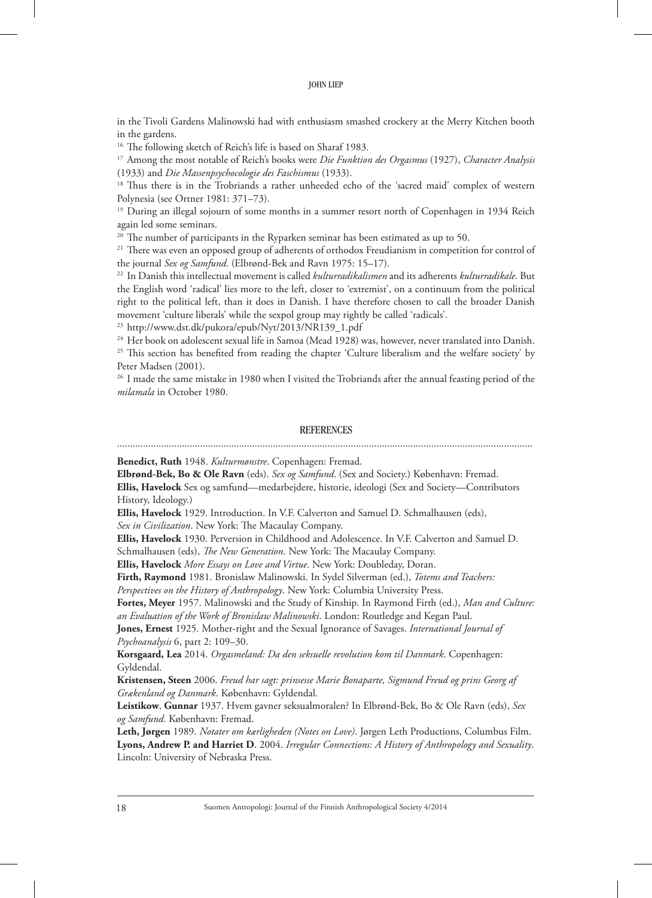in the Tivoli Gardens Malinowski had with enthusiasm smashed crockery at the Merry Kitchen booth in the gardens.

[16] The following sketch of Reich's life is based on Sharaf 1983.

[17] Among the most notable of Reich's books were *Die Funktion des Orgasmus* (1927), *Character Analysis* (1933) and *Die Massenpsychocologie des Faschismus* (1933).

[18] Thus there is in the Trobriands a rather unheeded echo of the 'sacred maid' complex of western Polynesia (see Ortner 1981: 371–73).

[19] During an illegal sojourn of some months in a summer resort north of Copenhagen in 1934 Reich again led some seminars.

[20] The number of participants in the Ryparken seminar has been estimated as up to 50.

[21] There was even an opposed group of adherents of orthodox Freudianism in competition for control of the journal *Sex og Samfund*. (Elbrønd-Bek and Ravn 1975: 15–17).

[22] In Danish this intellectual movement is called *kulturradikalismen* and its adherents *kulturradikale*. But the English word 'radical' lies more to the left, closer to 'extremist', on a continuum from the political right to the political left, than it does in Danish. I have therefore chosen to call the broader Danish movement 'culture liberals' while the sexpol group may rightly be called 'radicals'.

[23] http://www.dst.dk/pukora/epub/Nyt/2013/NR139_1.pdf

[24] Her book on adolescent sexual life in Samoa (Mead 1928) was, however, never translated into Danish.

[25] This section has benefited from reading the chapter 'Culture liberalism and the welfare society' by Peter Madsen (2001).

[26] I made the same mistake in 1980 when I visited the Trobriands after the annual feasting period of the *milamala* in October 1980.

## REFERENCES

**Benedict, Ruth** 1948. *Kulturmønstre*. Copenhagen: Fremad.

**Elbrønd-Bek, Bo & Ole Ravn** (eds). *Sex og Samfund*. (Sex and Society.) København: Fremad.

**Ellis, Havelock** Sex og samfund—medarbejdere, historie, ideologi (Sex and Society—Contributors History, Ideology.)

**Ellis, Havelock** 1929. Introduction. In V.F. Calverton and Samuel D. Schmalhausen (eds), *Sex in Civilization*. New York: The Macaulay Company.

**Ellis, Havelock** 1930. Perversion in Childhood and Adolescence. In V.F. Calverton and Samuel D. Schmalhausen (eds), *The New Generation*. New York: The Macaulay Company.

**Ellis, Havelock** *More Essays on Love and Virtue*. New York: Doubleday, Doran.

**Firth, Raymond** 1981. Bronislaw Malinowski. In Sydel Silverman (ed.), *Totems and Teachers: Perspectives on the History of Anthropology*. New York: Columbia University Press.

**Fortes, Meyer** 1957. Malinowski and the Study of Kinship. In Raymond Firth (ed.), *Man and Culture: an Evaluation of the Work of Bronislaw Malinowski*. London: Routledge and Kegan Paul.

**Jones, Ernest** 1925. Mother-right and the Sexual Ignorance of Savages. *International Journal of Psychoanalysis* 6, part 2: 109–30.

**Korsgaard, Lea** 2014. *Orgasmeland: Da den seksuelle revolution kom til Danmark*. Copenhagen: Gyldendal.

**Kristensen, Steen** 2006. *Freud har sagt: prinsesse Marie Bonaparte, Sigmund Freud og prins Georg af Grækenland og Danmark*. København: Gyldendal.

**Leistikow**, **Gunnar** 1937. Hvem gavner seksualmoralen? In Elbrønd-Bek, Bo & Ole Ravn (eds), *Sex og Samfund*. København: Fremad.

**Leth, Jørgen** 1989. *Notater om kærligheden (Notes on Love)*. Jørgen Leth Productions, Columbus Film.

**Lyons, Andrew P. and Harriet D**. 2004. *Irregular Connections: A History of Anthropology and Sexuality*. Lincoln: University of Nebraska Press.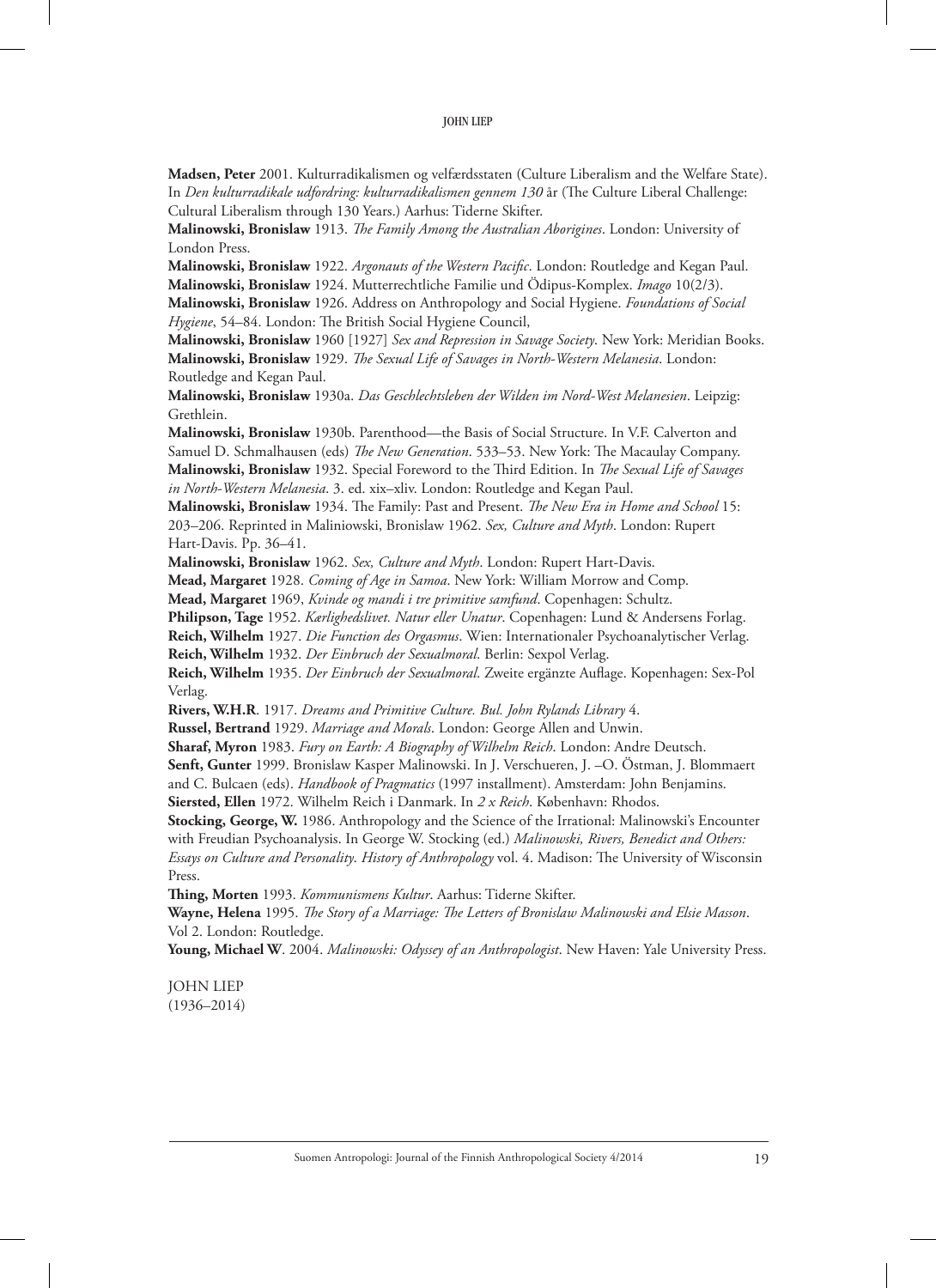**Madsen, Peter** 2001. Kulturradikalismen og velfærdsstaten (Culture Liberalism and the Welfare State). In *Den kulturradikale udfordring: kulturradikalismen gennem 130* år (The Culture Liberal Challenge: Cultural Liberalism through 130 Years.) Aarhus: Tiderne Skifter.

**Malinowski, Bronislaw** 1913. *The Family Among the Australian Aborigines*. London: University of London Press.

**Malinowski, Bronislaw** 1922. *Argonauts of the Western Pacific*. London: Routledge and Kegan Paul.

**Malinowski, Bronislaw** 1924. Mutterrechtliche Familie und Ödipus-Komplex. *Imago* 10(2/3).

**Malinowski, Bronislaw** 1926. Address on Anthropology and Social Hygiene. *Foundations of Social Hygiene*, 54–84. London: The British Social Hygiene Council,

**Malinowski, Bronislaw** 1960 [1927] *Sex and Repression in Savage Society*. New York: Meridian Books.

**Malinowski, Bronislaw** 1929. *The Sexual Life of Savages in North-Western Melanesia*. London: Routledge and Kegan Paul.

**Malinowski, Bronislaw** 1930a. *Das Geschlechtsleben der Wilden im Nord-West Melanesien*. Leipzig: Grethlein.

**Malinowski, Bronislaw** 1930b. Parenthood—the Basis of Social Structure. In V.F. Calverton and Samuel D. Schmalhausen (eds) *The New Generation*. 533–53. New York: The Macaulay Company.

**Malinowski, Bronislaw** 1932. Special Foreword to the Third Edition. In *The Sexual Life of Savages in North-Western Melanesia*. 3. ed. xix–xliv. London: Routledge and Kegan Paul.

**Malinowski, Bronislaw** 1934. The Family: Past and Present. *The New Era in Home and School* 15: 203–206. Reprinted in Maliniowski, Bronislaw 1962. *Sex, Culture and Myth*. London: Rupert Hart-Davis. Pp. 36–41.

**Malinowski, Bronislaw** 1962. *Sex, Culture and Myth*. London: Rupert Hart-Davis.

**Mead, Margaret** 1928. *Coming of Age in Samoa*. New York: William Morrow and Comp.

**Mead, Margaret** 1969, *Kvinde og mandi i tre primitive samfund*. Copenhagen: Schultz.

**Philipson, Tage** 1952. *Kærlighedslivet. Natur eller Unatur*. Copenhagen: Lund & Andersens Forlag.

**Reich, Wilhelm** 1927. *Die Function des Orgasmus*. Wien: Internationaler Psychoanalytischer Verlag.

**Reich, Wilhelm** 1932. *Der Einbruch der Sexualmoral*. Berlin: Sexpol Verlag.

**Reich, Wilhelm** 1935. *Der Einbruch der Sexualmoral*. Zweite ergänzte Auflage. Kopenhagen: Sex-Pol Verlag.

**Rivers, W.H.R**. 1917. *Dreams and Primitive Culture. Bul. John Rylands Library* 4.

**Russel, Bertrand** 1929. *Marriage and Morals*. London: George Allen and Unwin.

**Sharaf, Myron** 1983. *Fury on Earth: A Biography of Wilhelm Reich*. London: Andre Deutsch.

**Senft, Gunter** 1999. Bronislaw Kasper Malinowski. In J. Verschueren, J. –O. Östman, J. Blommaert and C. Bulcaen (eds). *Handbook of Pragmatics* (1997 installment). Amsterdam: John Benjamins.

**Siersted, Ellen** 1972. Wilhelm Reich i Danmark. In *2 x Reich*. København: Rhodos.

**Stocking, George, W.** 1986. Anthropology and the Science of the Irrational: Malinowski's Encounter with Freudian Psychoanalysis. In George W. Stocking (ed.) *Malinowski, Rivers, Benedict and Others: Essays on Culture and Personality*. *History of Anthropology* vol. 4. Madison: The University of Wisconsin Press.

**Thing, Morten** 1993. *Kommunismens Kultur*. Aarhus: Tiderne Skifter.

**Wayne, Helena** 1995. *The Story of a Marriage: The Letters of Bronislaw Malinowski and Elsie Masson*. Vol 2. London: Routledge.

**Young, Michael W**. 2004. *Malinowski: Odyssey of an Anthropologist*. New Haven: Yale University Press.

JOHN LIEP
(1936–2014)